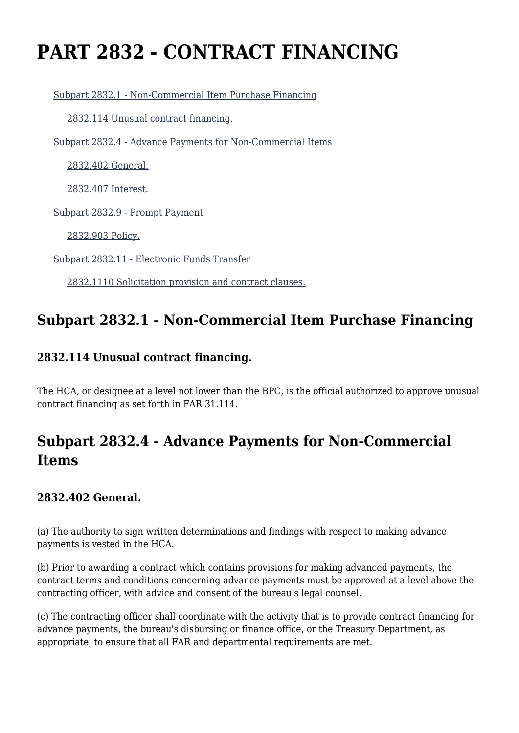# PART 2832 - CONTRACT FINANCING

Subpart 2832.1 - Non-Commercial Item Purchase Financing

2832.114 Unusual contract financing.

Subpart 2832.4 - Advance Payments for Non-Commercial Items

2832.402 General.

2832.407 Interest.

Subpart 2832.9 - Prompt Payment

2832.903 Policy.

Subpart 2832.11 - Electronic Funds Transfer

2832.1110 Solicitation provision and contract clauses.

## Subpart 2832.1 - Non-Commercial Item Purchase Financing

### 2832.114 Unusual contract financing.

The HCA, or designee at a level not lower than the BPC, is the official authorized to approve unusual contract financing as set forth in FAR 31.114.

## Subpart 2832.4 - Advance Payments for Non-Commercial Items

### 2832.402 General.

(a) The authority to sign written determinations and findings with respect to making advance payments is vested in the HCA.

(b) Prior to awarding a contract which contains provisions for making advanced payments, the contract terms and conditions concerning advance payments must be approved at a level above the contracting officer, with advice and consent of the bureau's legal counsel.

(c) The contracting officer shall coordinate with the activity that is to provide contract financing for advance payments, the bureau's disbursing or finance office, or the Treasury Department, as appropriate, to ensure that all FAR and departmental requirements are met.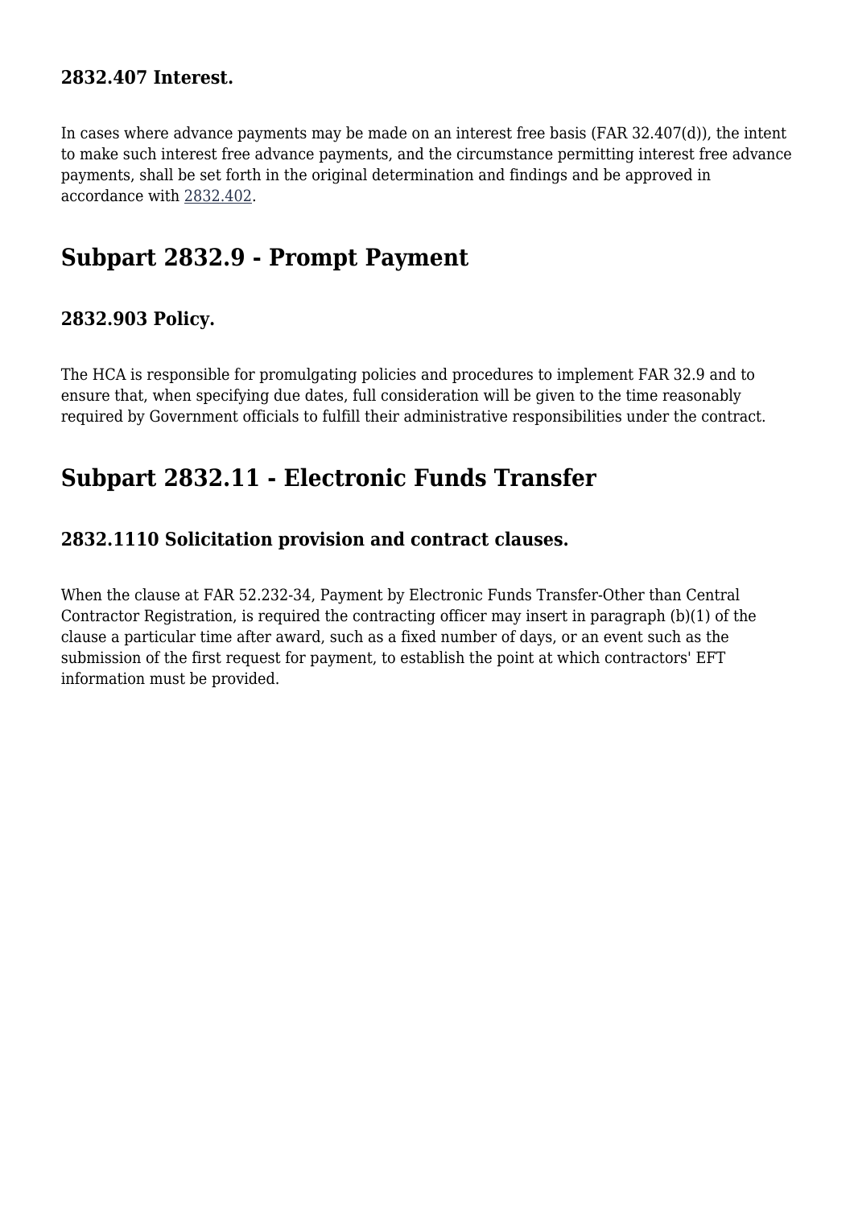### 2832.407 Interest.

In cases where advance payments may be made on an interest free basis (FAR 32.407(d)), the intent to make such interest free advance payments, and the circumstance permitting interest free advance payments, shall be set forth in the original determination and findings and be approved in accordance with 2832.402.

## Subpart 2832.9 - Prompt Payment

### 2832.903 Policy.

The HCA is responsible for promulgating policies and procedures to implement FAR 32.9 and to ensure that, when specifying due dates, full consideration will be given to the time reasonably required by Government officials to fulfill their administrative responsibilities under the contract.

## Subpart 2832.11 - Electronic Funds Transfer

### 2832.1110 Solicitation provision and contract clauses.

When the clause at FAR 52.232-34, Payment by Electronic Funds Transfer-Other than Central Contractor Registration, is required the contracting officer may insert in paragraph (b)(1) of the clause a particular time after award, such as a fixed number of days, or an event such as the submission of the first request for payment, to establish the point at which contractors' EFT information must be provided.